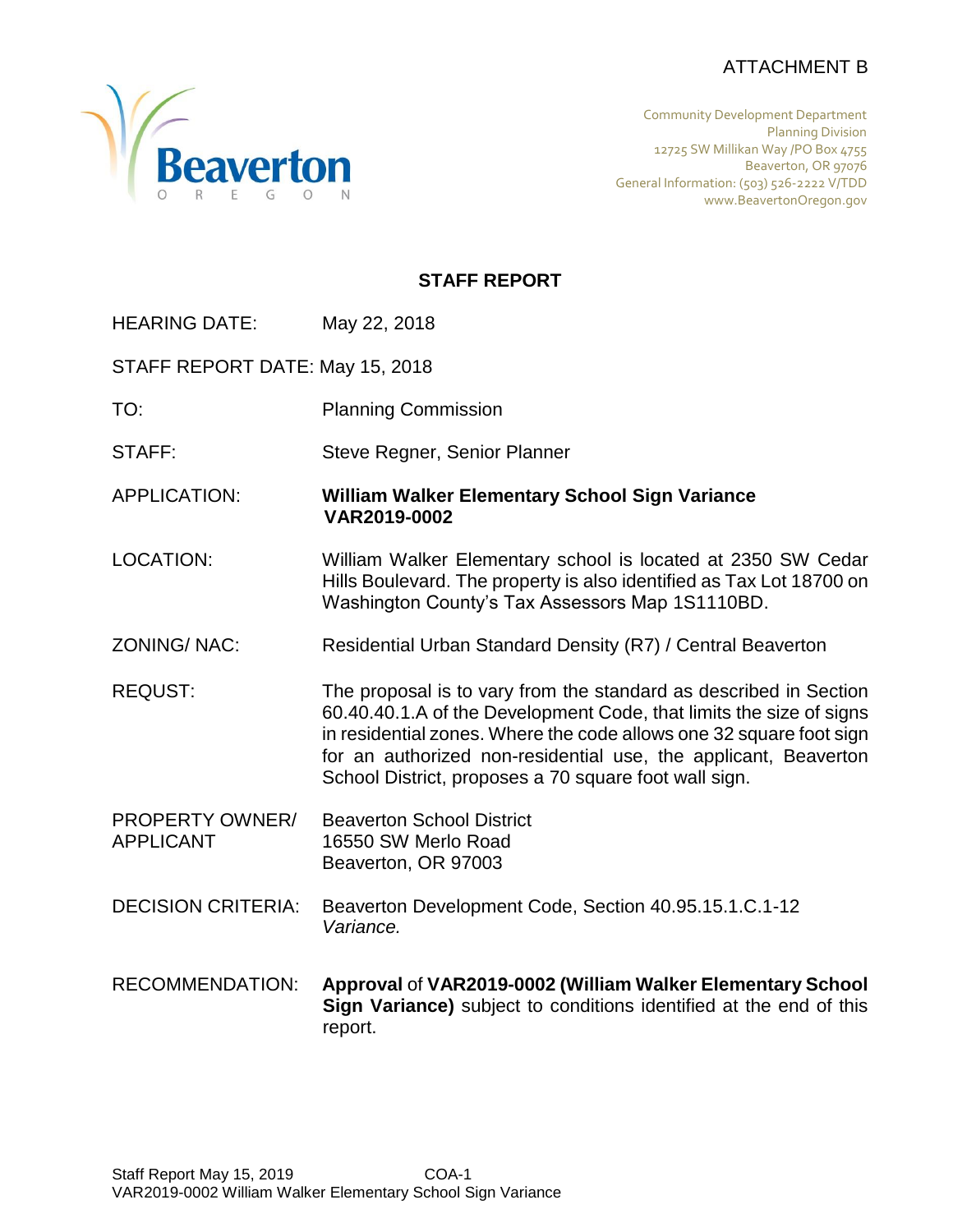ATTACHMENT B

Beaverton
OREGON

Community Development Department
Planning Division
12725 SW Millikan Way /PO Box 4755
Beaverton, OR 97076
General Information: (503) 526-2222 V/TDD
www.BeavertonOregon.gov

## STAFF REPORT

HEARING DATE: May 22, 2018

STAFF REPORT DATE: May 15, 2018

TO: Planning Commission

STAFF: Steve Regner, Senior Planner

APPLICATION: **William Walker Elementary School Sign Variance VAR2019-0002**

LOCATION: William Walker Elementary school is located at 2350 SW Cedar Hills Boulevard. The property is also identified as Tax Lot 18700 on Washington County's Tax Assessors Map 1S1110BD.

ZONING/ NAC: Residential Urban Standard Density (R7) / Central Beaverton

REQUST: The proposal is to vary from the standard as described in Section 60.40.40.1.A of the Development Code, that limits the size of signs in residential zones. Where the code allows one 32 square foot sign for an authorized non-residential use, the applicant, Beaverton School District, proposes a 70 square foot wall sign.

PROPERTY OWNER/ APPLICANT: Beaverton School District
16550 SW Merlo Road
Beaverton, OR 97003

DECISION CRITERIA: Beaverton Development Code, Section 40.95.15.1.C.1-12 *Variance.*

RECOMMENDATION: **Approval** of **VAR2019-0002 (William Walker Elementary School Sign Variance)** subject to conditions identified at the end of this report.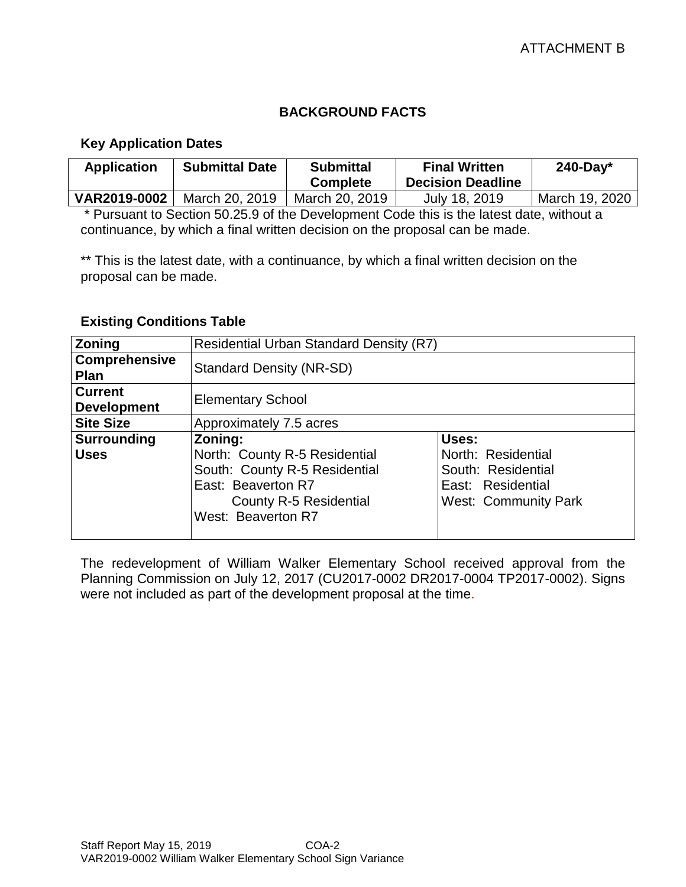ATTACHMENT B

## BACKGROUND FACTS

### Key Application Dates

| Application | Submittal Date | Submittal Complete | Final Written Decision Deadline | 240-Day* |
|---|---|---|---|---|
| **VAR2019-0002** | March 20, 2019 | March 20, 2019 | July 18, 2019 | March 19, 2020 |

\* Pursuant to Section 50.25.9 of the Development Code this is the latest date, without a continuance, by which a final written decision on the proposal can be made.

** This is the latest date, with a continuance, by which a final written decision on the proposal can be made.

### Existing Conditions Table

| | | |
|---|---|---|
| **Zoning** | Residential Urban Standard Density (R7) | |
| **Comprehensive Plan** | Standard Density (NR-SD) | |
| **Current Development** | Elementary School | |
| **Site Size** | Approximately 7.5 acres | |
| **Surrounding Uses** | **Zoning:**<br>North: County R-5 Residential<br>South: County R-5 Residential<br>East: Beaverton R7<br>County R-5 Residential<br>West: Beaverton R7 | **Uses:**<br>North: Residential<br>South: Residential<br>East: Residential<br>West: Community Park |

The redevelopment of William Walker Elementary School received approval from the Planning Commission on July 12, 2017 (CU2017-0002 DR2017-0004 TP2017-0002). Signs were not included as part of the development proposal at the time.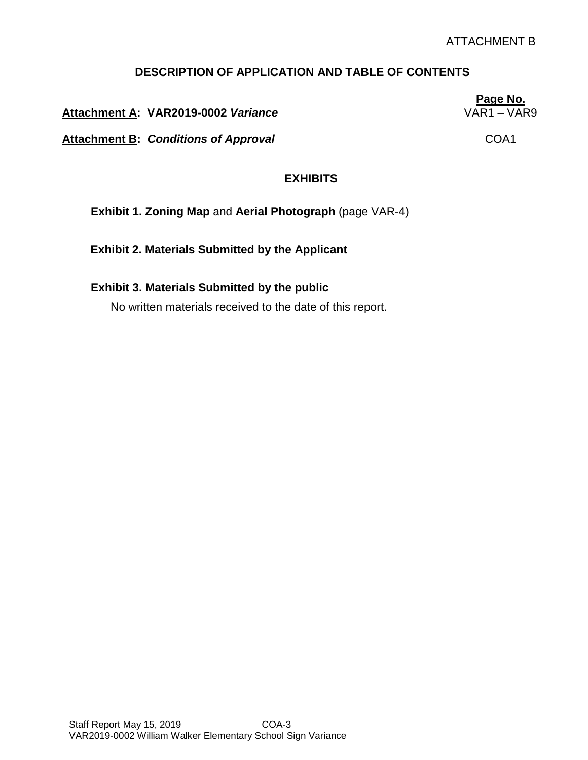ATTACHMENT B

## DESCRIPTION OF APPLICATION AND TABLE OF CONTENTS

| | Page No. |
|---|---|
| **Attachment A: VAR2019-0002 *Variance*** | VAR1 – VAR9 |
| **Attachment B: *Conditions of Approval*** | COA1 |

## EXHIBITS

**Exhibit 1. Zoning Map** and **Aerial Photograph** (page VAR-4)

**Exhibit 2. Materials Submitted by the Applicant**

**Exhibit 3. Materials Submitted by the public**

No written materials received to the date of this report.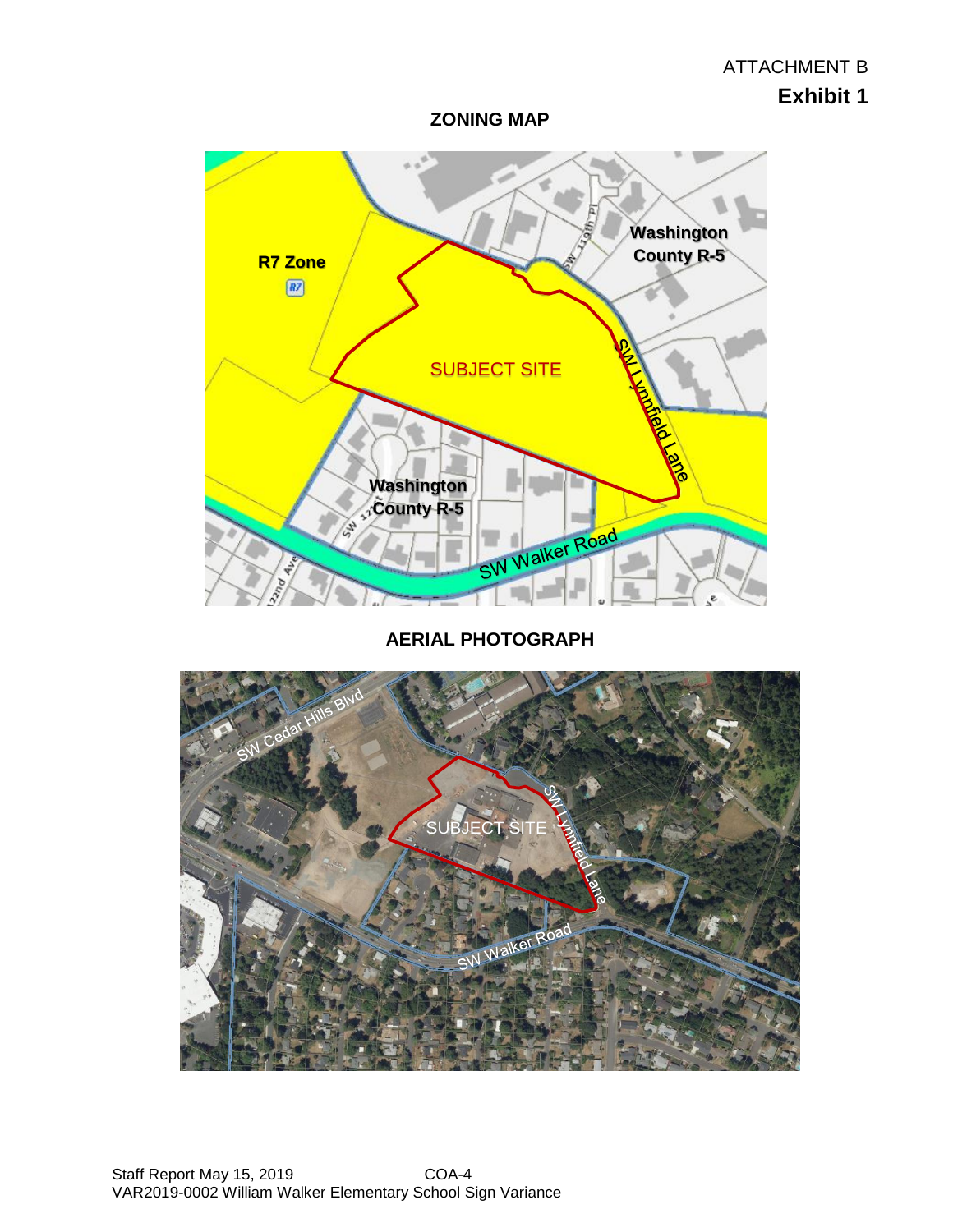ATTACHMENT B

**Exhibit 1**

## ZONING MAP

R7 Zone

R7

Washington County R-5

SUBJECT SITE

SW Lynnfield Lane

Washington County R-5

SW Walker Road

## AERIAL PHOTOGRAPH

SW Cedar Hills Blvd

SUBJECT SITE

SW Lynnfield Lane

SW Walker Road

Staff Report May 15, 2019 COA-4
VAR2019-0002 William Walker Elementary School Sign Variance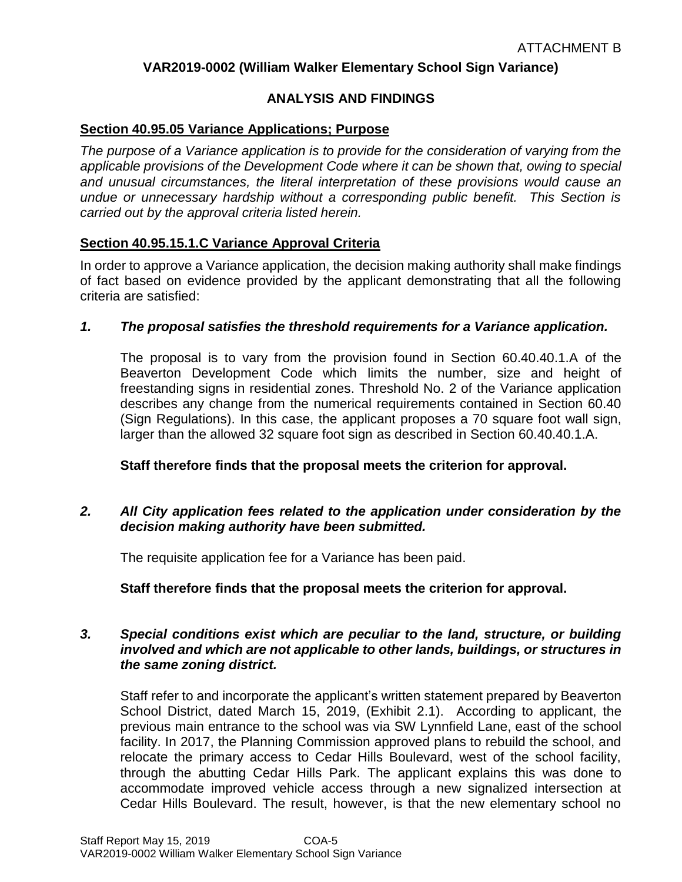ATTACHMENT B

## VAR2019-0002 (William Walker Elementary School Sign Variance)

## ANALYSIS AND FINDINGS

### Section 40.95.05 Variance Applications; Purpose

*The purpose of a Variance application is to provide for the consideration of varying from the applicable provisions of the Development Code where it can be shown that, owing to special and unusual circumstances, the literal interpretation of these provisions would cause an undue or unnecessary hardship without a corresponding public benefit. This Section is carried out by the approval criteria listed herein.*

### Section 40.95.15.1.C Variance Approval Criteria

In order to approve a Variance application, the decision making authority shall make findings of fact based on evidence provided by the applicant demonstrating that all the following criteria are satisfied:

***1. The proposal satisfies the threshold requirements for a Variance application.***

The proposal is to vary from the provision found in Section 60.40.40.1.A of the Beaverton Development Code which limits the number, size and height of freestanding signs in residential zones. Threshold No. 2 of the Variance application describes any change from the numerical requirements contained in Section 60.40 (Sign Regulations). In this case, the applicant proposes a 70 square foot wall sign, larger than the allowed 32 square foot sign as described in Section 60.40.40.1.A.

**Staff therefore finds that the proposal meets the criterion for approval.**

***2. All City application fees related to the application under consideration by the decision making authority have been submitted.***

The requisite application fee for a Variance has been paid.

**Staff therefore finds that the proposal meets the criterion for approval.**

***3. Special conditions exist which are peculiar to the land, structure, or building involved and which are not applicable to other lands, buildings, or structures in the same zoning district.***

Staff refer to and incorporate the applicant's written statement prepared by Beaverton School District, dated March 15, 2019, (Exhibit 2.1). According to applicant, the previous main entrance to the school was via SW Lynnfield Lane, east of the school facility. In 2017, the Planning Commission approved plans to rebuild the school, and relocate the primary access to Cedar Hills Boulevard, west of the school facility, through the abutting Cedar Hills Park. The applicant explains this was done to accommodate improved vehicle access through a new signalized intersection at Cedar Hills Boulevard. The result, however, is that the new elementary school no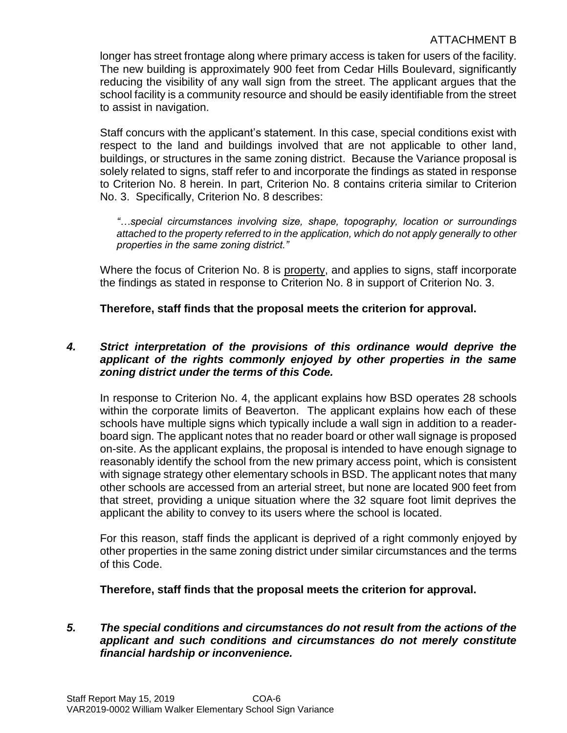longer has street frontage along where primary access is taken for users of the facility. The new building is approximately 900 feet from Cedar Hills Boulevard, significantly reducing the visibility of any wall sign from the street. The applicant argues that the school facility is a community resource and should be easily identifiable from the street to assist in navigation.

Staff concurs with the applicant's statement. In this case, special conditions exist with respect to the land and buildings involved that are not applicable to other land, buildings, or structures in the same zoning district. Because the Variance proposal is solely related to signs, staff refer to and incorporate the findings as stated in response to Criterion No. 8 herein. In part, Criterion No. 8 contains criteria similar to Criterion No. 3. Specifically, Criterion No. 8 describes:

> *"…special circumstances involving size, shape, topography, location or surroundings attached to the property referred to in the application, which do not apply generally to other properties in the same zoning district."*

Where the focus of Criterion No. 8 is property, and applies to signs, staff incorporate the findings as stated in response to Criterion No. 8 in support of Criterion No. 3.

**Therefore, staff finds that the proposal meets the criterion for approval.**

***4. Strict interpretation of the provisions of this ordinance would deprive the applicant of the rights commonly enjoyed by other properties in the same zoning district under the terms of this Code.***

In response to Criterion No. 4, the applicant explains how BSD operates 28 schools within the corporate limits of Beaverton. The applicant explains how each of these schools have multiple signs which typically include a wall sign in addition to a reader-board sign. The applicant notes that no reader board or other wall signage is proposed on-site. As the applicant explains, the proposal is intended to have enough signage to reasonably identify the school from the new primary access point, which is consistent with signage strategy other elementary schools in BSD. The applicant notes that many other schools are accessed from an arterial street, but none are located 900 feet from that street, providing a unique situation where the 32 square foot limit deprives the applicant the ability to convey to its users where the school is located.

For this reason, staff finds the applicant is deprived of a right commonly enjoyed by other properties in the same zoning district under similar circumstances and the terms of this Code.

**Therefore, staff finds that the proposal meets the criterion for approval.**

***5. The special conditions and circumstances do not result from the actions of the applicant and such conditions and circumstances do not merely constitute financial hardship or inconvenience.***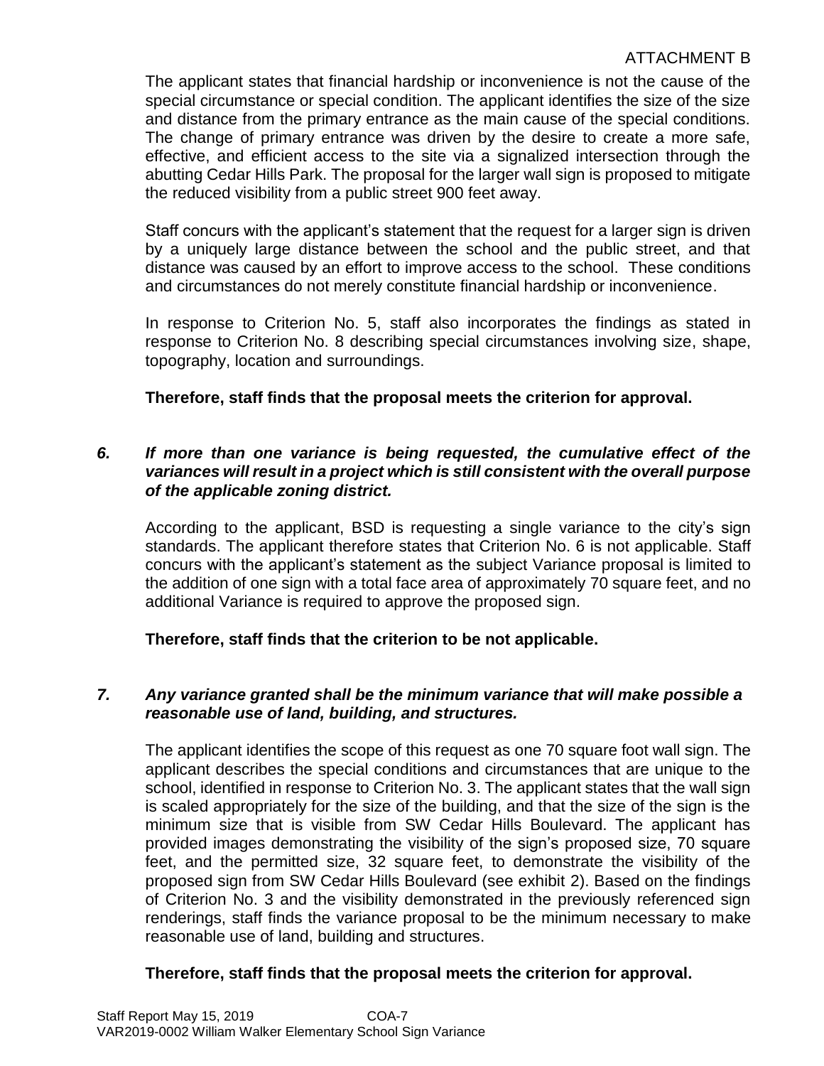The applicant states that financial hardship or inconvenience is not the cause of the special circumstance or special condition. The applicant identifies the size of the size and distance from the primary entrance as the main cause of the special conditions. The change of primary entrance was driven by the desire to create a more safe, effective, and efficient access to the site via a signalized intersection through the abutting Cedar Hills Park. The proposal for the larger wall sign is proposed to mitigate the reduced visibility from a public street 900 feet away.

Staff concurs with the applicant's statement that the request for a larger sign is driven by a uniquely large distance between the school and the public street, and that distance was caused by an effort to improve access to the school. These conditions and circumstances do not merely constitute financial hardship or inconvenience.

In response to Criterion No. 5, staff also incorporates the findings as stated in response to Criterion No. 8 describing special circumstances involving size, shape, topography, location and surroundings.

**Therefore, staff finds that the proposal meets the criterion for approval.**

6. ***If more than one variance is being requested, the cumulative effect of the variances will result in a project which is still consistent with the overall purpose of the applicable zoning district.***

According to the applicant, BSD is requesting a single variance to the city's sign standards. The applicant therefore states that Criterion No. 6 is not applicable. Staff concurs with the applicant's statement as the subject Variance proposal is limited to the addition of one sign with a total face area of approximately 70 square feet, and no additional Variance is required to approve the proposed sign.

**Therefore, staff finds that the criterion to be not applicable.**

7. ***Any variance granted shall be the minimum variance that will make possible a reasonable use of land, building, and structures.***

The applicant identifies the scope of this request as one 70 square foot wall sign. The applicant describes the special conditions and circumstances that are unique to the school, identified in response to Criterion No. 3. The applicant states that the wall sign is scaled appropriately for the size of the building, and that the size of the sign is the minimum size that is visible from SW Cedar Hills Boulevard. The applicant has provided images demonstrating the visibility of the sign's proposed size, 70 square feet, and the permitted size, 32 square feet, to demonstrate the visibility of the proposed sign from SW Cedar Hills Boulevard (see exhibit 2). Based on the findings of Criterion No. 3 and the visibility demonstrated in the previously referenced sign renderings, staff finds the variance proposal to be the minimum necessary to make reasonable use of land, building and structures.

**Therefore, staff finds that the proposal meets the criterion for approval.**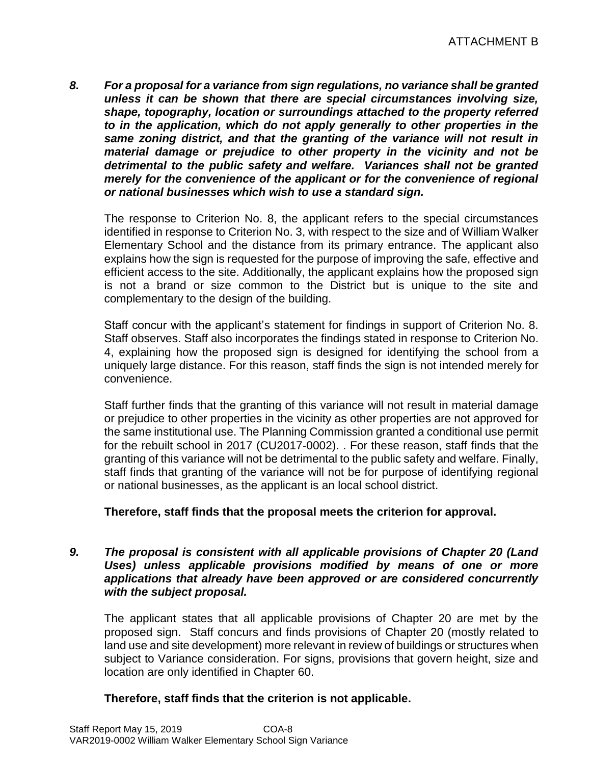*8. For a proposal for a variance from sign regulations, no variance shall be granted unless it can be shown that there are special circumstances involving size, shape, topography, location or surroundings attached to the property referred to in the application, which do not apply generally to other properties in the same zoning district, and that the granting of the variance will not result in material damage or prejudice to other property in the vicinity and not be detrimental to the public safety and welfare. Variances shall not be granted merely for the convenience of the applicant or for the convenience of regional or national businesses which wish to use a standard sign.*

The response to Criterion No. 8, the applicant refers to the special circumstances identified in response to Criterion No. 3, with respect to the size and of William Walker Elementary School and the distance from its primary entrance. The applicant also explains how the sign is requested for the purpose of improving the safe, effective and efficient access to the site. Additionally, the applicant explains how the proposed sign is not a brand or size common to the District but is unique to the site and complementary to the design of the building.

Staff concur with the applicant's statement for findings in support of Criterion No. 8. Staff observes. Staff also incorporates the findings stated in response to Criterion No. 4, explaining how the proposed sign is designed for identifying the school from a uniquely large distance. For this reason, staff finds the sign is not intended merely for convenience.

Staff further finds that the granting of this variance will not result in material damage or prejudice to other properties in the vicinity as other properties are not approved for the same institutional use. The Planning Commission granted a conditional use permit for the rebuilt school in 2017 (CU2017-0002). . For these reason, staff finds that the granting of this variance will not be detrimental to the public safety and welfare. Finally, staff finds that granting of the variance will not be for purpose of identifying regional or national businesses, as the applicant is an local school district.

**Therefore, staff finds that the proposal meets the criterion for approval.**

***9. The proposal is consistent with all applicable provisions of Chapter 20 (Land Uses) unless applicable provisions modified by means of one or more applications that already have been approved or are considered concurrently with the subject proposal.***

The applicant states that all applicable provisions of Chapter 20 are met by the proposed sign. Staff concurs and finds provisions of Chapter 20 (mostly related to land use and site development) more relevant in review of buildings or structures when subject to Variance consideration. For signs, provisions that govern height, size and location are only identified in Chapter 60.

**Therefore, staff finds that the criterion is not applicable.**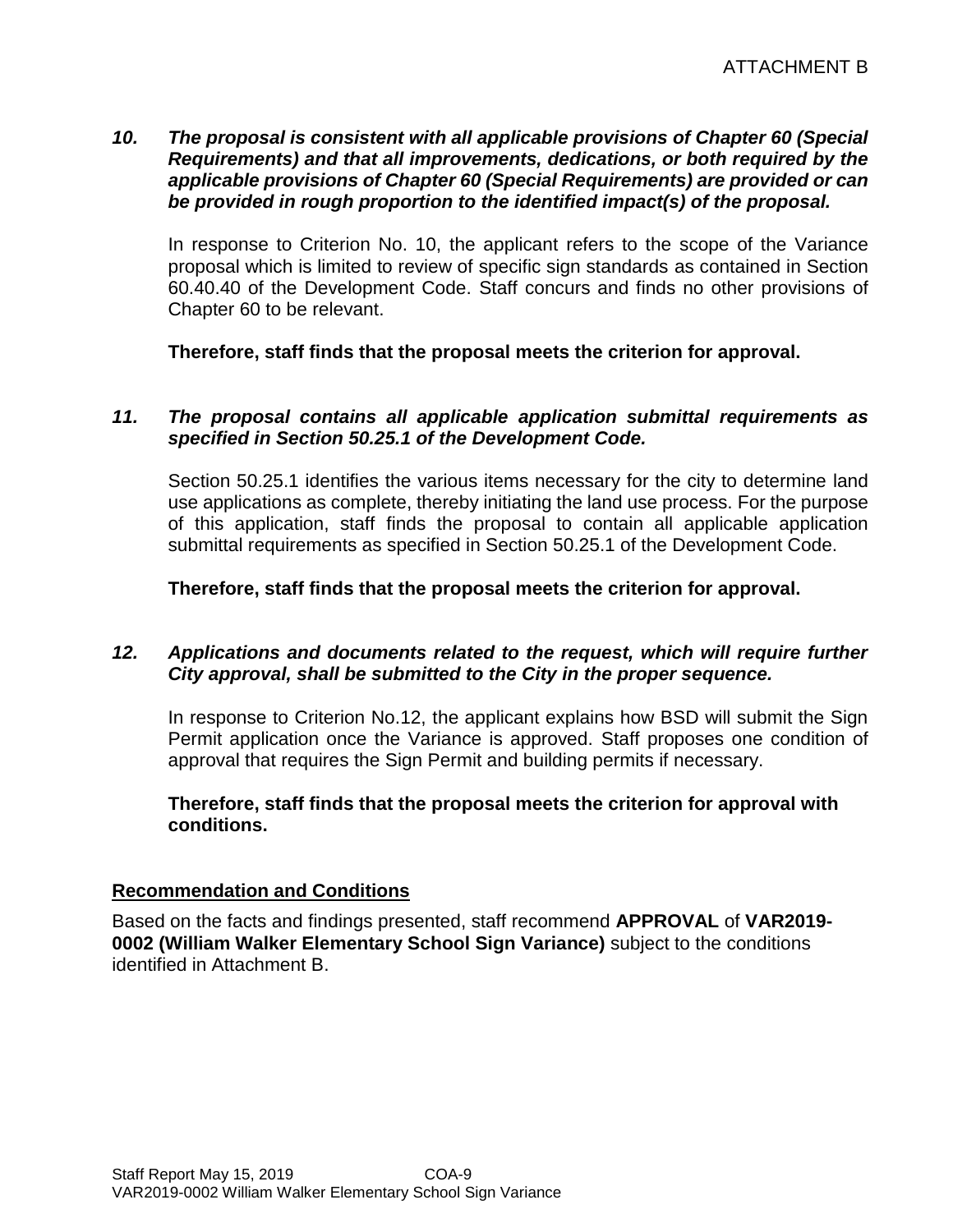ATTACHMENT B

***10. The proposal is consistent with all applicable provisions of Chapter 60 (Special Requirements) and that all improvements, dedications, or both required by the applicable provisions of Chapter 60 (Special Requirements) are provided or can be provided in rough proportion to the identified impact(s) of the proposal.***

In response to Criterion No. 10, the applicant refers to the scope of the Variance proposal which is limited to review of specific sign standards as contained in Section 60.40.40 of the Development Code. Staff concurs and finds no other provisions of Chapter 60 to be relevant.

**Therefore, staff finds that the proposal meets the criterion for approval.**

***11. The proposal contains all applicable application submittal requirements as specified in Section 50.25.1 of the Development Code.***

Section 50.25.1 identifies the various items necessary for the city to determine land use applications as complete, thereby initiating the land use process. For the purpose of this application, staff finds the proposal to contain all applicable application submittal requirements as specified in Section 50.25.1 of the Development Code.

**Therefore, staff finds that the proposal meets the criterion for approval.**

***12. Applications and documents related to the request, which will require further City approval, shall be submitted to the City in the proper sequence.***

In response to Criterion No.12, the applicant explains how BSD will submit the Sign Permit application once the Variance is approved. Staff proposes one condition of approval that requires the Sign Permit and building permits if necessary.

**Therefore, staff finds that the proposal meets the criterion for approval with conditions.**

## Recommendation and Conditions

Based on the facts and findings presented, staff recommend **APPROVAL** of **VAR2019-0002 (William Walker Elementary School Sign Variance)** subject to the conditions identified in Attachment B.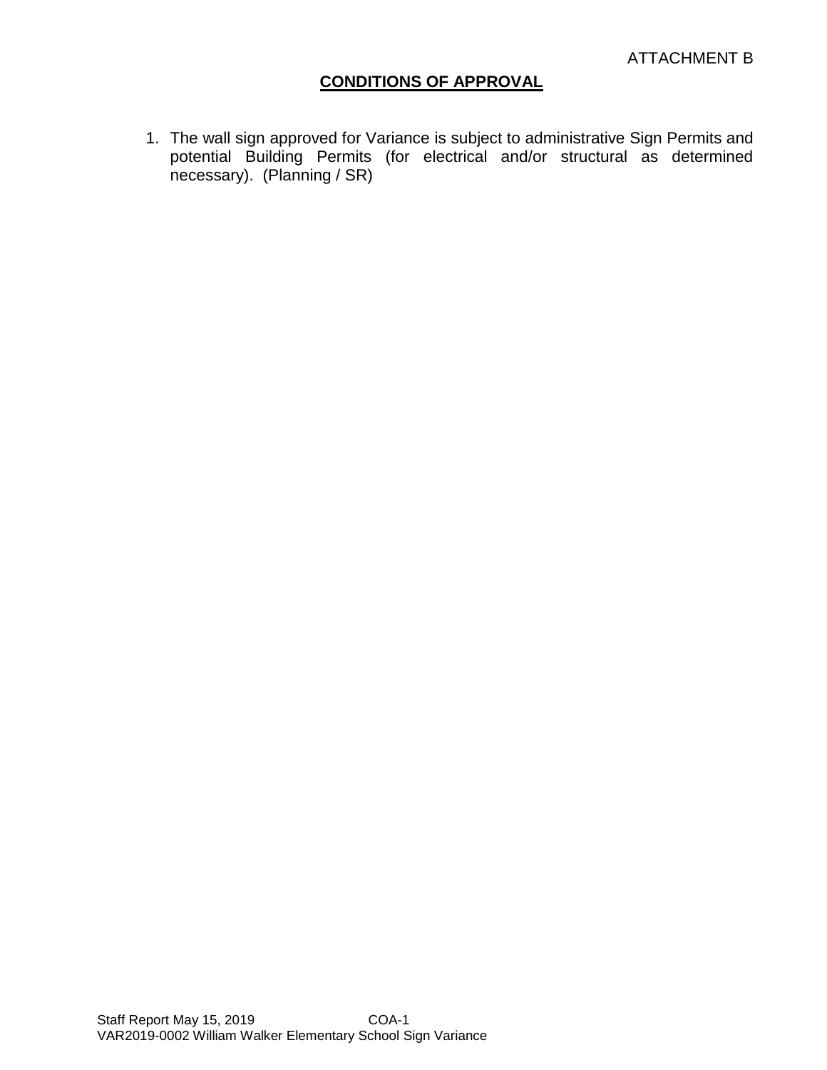ATTACHMENT B

# CONDITIONS OF APPROVAL

1. The wall sign approved for Variance is subject to administrative Sign Permits and potential Building Permits (for electrical and/or structural as determined necessary). (Planning / SR)